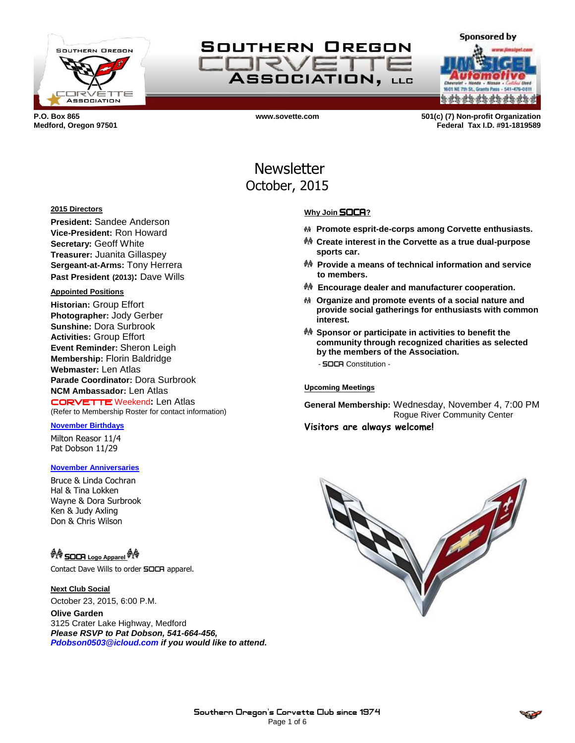# SOUTHERN OREGON CORVETTE ASSOCIATION, LLC

Sponsored by Jim Sigel Automotive

**P.O. Box 865**
**Medford, Oregon 97501**

**www.sovette.com**

**501(c) (7) Non-profit Organization**
**Federal Tax I.D. #91-1819589**

# Newsletter
## October, 2015

**2015 Directors**

**President:** Sandee Anderson
**Vice-President:** Ron Howard
**Secretary:** Geoff White
**Treasurer:** Juanita Gillaspey
**Sergeant-at-Arms:** Tony Herrera
**Past President (2013):** Dave Wills

**Appointed Positions**

**Historian:** Group Effort
**Photographer:** Jody Gerber
**Sunshine:** Dora Surbrook
**Activities:** Group Effort
**Event Reminder:** Sheron Leigh
**Membership:** Florin Baldridge
**Webmaster:** Len Atlas
**Parade Coordinator:** Dora Surbrook
**NCM Ambassador:** Len Atlas
CORVETTE Weekend**:** Len Atlas
(Refer to Membership Roster for contact information)

**November Birthdays**

Milton Reasor 11/4
Pat Dobson 11/29

**November Anniversaries**

Bruce & Linda Cochran
Hal & Tina Lokken
Wayne & Dora Surbrook
Ken & Judy Axling
Don & Chris Wilson

**SOCA Logo Apparel**

Contact Dave Wills to order SOCA apparel.

**Next Club Social**

October 23, 2015, 6:00 P.M.

**Olive Garden**
3125 Crater Lake Highway, Medford
***Please RSVP to Pat Dobson, 541-664-456,***
***Pdobson0503@icloud.com if you would like to attend.***

**Why Join SOCA?**

- **Promote esprit-de-corps among Corvette enthusiasts.**
- **Create interest in the Corvette as a true dual-purpose sports car.**
- **Provide a means of technical information and service to members.**
- **Encourage dealer and manufacturer cooperation.**
- **Organize and promote events of a social nature and provide social gatherings for enthusiasts with common interest.**
- **Sponsor or participate in activities to benefit the community through recognized charities as selected by the members of the Association.**

- SOCA Constitution -

**Upcoming Meetings**

**General Membership:** Wednesday, November 4, 7:00 PM
Rogue River Community Center

**Visitors are always welcome!**

Southern Oregon's Corvette Club since 1974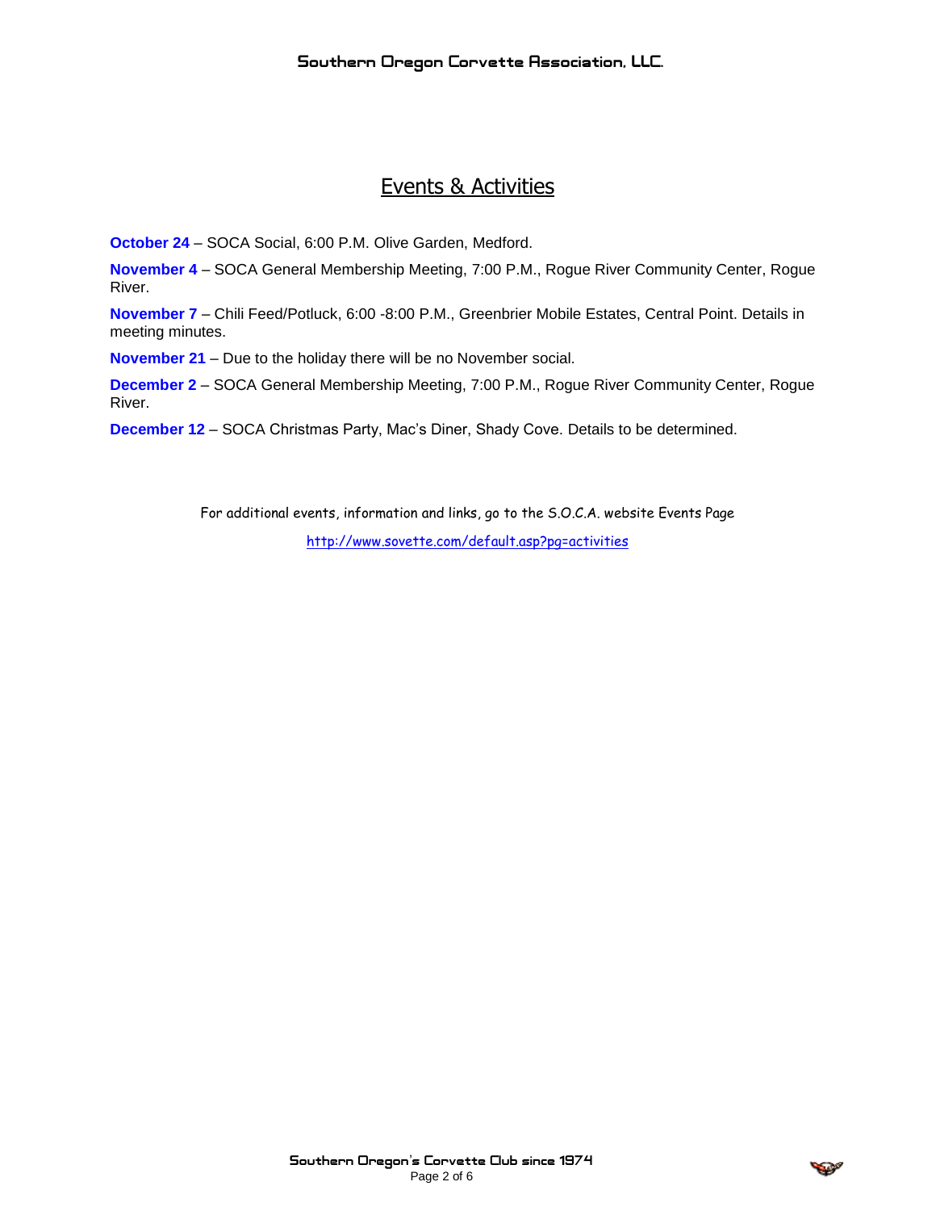# Events & Activities

**October 24** – SOCA Social, 6:00 P.M. Olive Garden, Medford.

**November 4** – SOCA General Membership Meeting, 7:00 P.M., Rogue River Community Center, Rogue River.

**November 7** – Chili Feed/Potluck, 6:00 -8:00 P.M., Greenbrier Mobile Estates, Central Point. Details in meeting minutes.

**November 21** – Due to the holiday there will be no November social.

**December 2** – SOCA General Membership Meeting, 7:00 P.M., Rogue River Community Center, Rogue River.

**December 12** – SOCA Christmas Party, Mac's Diner, Shady Cove. Details to be determined.

For additional events, information and links, go to the S.O.C.A. website Events Page

http://www.sovette.com/default.asp?pg=activities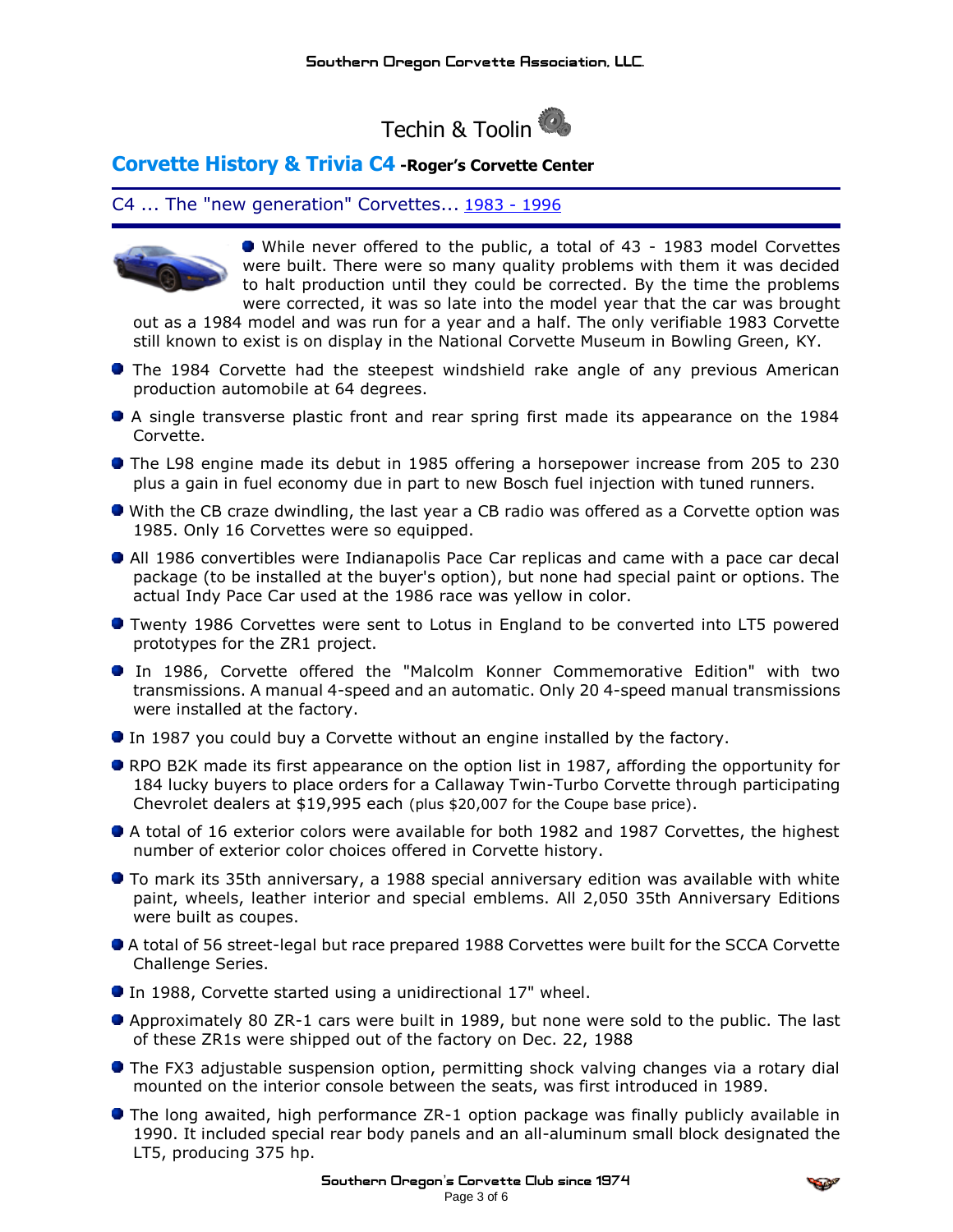# Techin & Toolin

## Corvette History & Trivia C4 -Roger's Corvette Center

### C4 ... The "new generation" Corvettes... 1983 - 1996

- While never offered to the public, a total of 43 - 1983 model Corvettes were built. There were so many quality problems with them it was decided to halt production until they could be corrected. By the time the problems were corrected, it was so late into the model year that the car was brought out as a 1984 model and was run for a year and a half. The only verifiable 1983 Corvette still known to exist is on display in the National Corvette Museum in Bowling Green, KY.
- The 1984 Corvette had the steepest windshield rake angle of any previous American production automobile at 64 degrees.
- A single transverse plastic front and rear spring first made its appearance on the 1984 Corvette.
- The L98 engine made its debut in 1985 offering a horsepower increase from 205 to 230 plus a gain in fuel economy due in part to new Bosch fuel injection with tuned runners.
- With the CB craze dwindling, the last year a CB radio was offered as a Corvette option was 1985. Only 16 Corvettes were so equipped.
- All 1986 convertibles were Indianapolis Pace Car replicas and came with a pace car decal package (to be installed at the buyer's option), but none had special paint or options. The actual Indy Pace Car used at the 1986 race was yellow in color.
- Twenty 1986 Corvettes were sent to Lotus in England to be converted into LT5 powered prototypes for the ZR1 project.
- In 1986, Corvette offered the "Malcolm Konner Commemorative Edition" with two transmissions. A manual 4-speed and an automatic. Only 20 4-speed manual transmissions were installed at the factory.
- In 1987 you could buy a Corvette without an engine installed by the factory.
- RPO B2K made its first appearance on the option list in 1987, affording the opportunity for 184 lucky buyers to place orders for a Callaway Twin-Turbo Corvette through participating Chevrolet dealers at $19,995 each (plus $20,007 for the Coupe base price).
- A total of 16 exterior colors were available for both 1982 and 1987 Corvettes, the highest number of exterior color choices offered in Corvette history.
- To mark its 35th anniversary, a 1988 special anniversary edition was available with white paint, wheels, leather interior and special emblems. All 2,050 35th Anniversary Editions were built as coupes.
- A total of 56 street-legal but race prepared 1988 Corvettes were built for the SCCA Corvette Challenge Series.
- In 1988, Corvette started using a unidirectional 17" wheel.
- Approximately 80 ZR-1 cars were built in 1989, but none were sold to the public. The last of these ZR1s were shipped out of the factory on Dec. 22, 1988
- The FX3 adjustable suspension option, permitting shock valving changes via a rotary dial mounted on the interior console between the seats, was first introduced in 1989.
- The long awaited, high performance ZR-1 option package was finally publicly available in 1990. It included special rear body panels and an all-aluminum small block designated the LT5, producing 375 hp.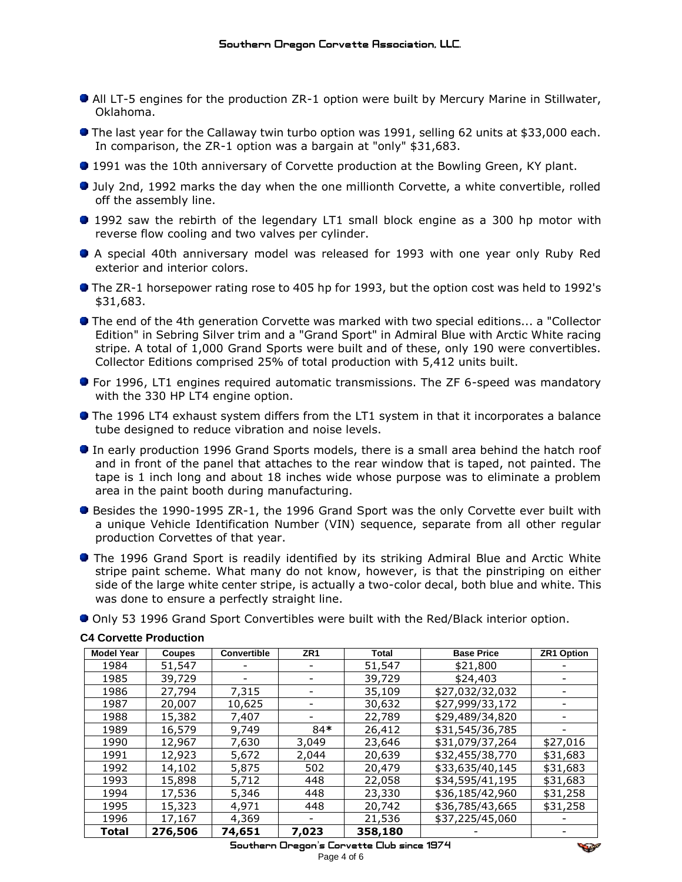- All LT-5 engines for the production ZR-1 option were built by Mercury Marine in Stillwater, Oklahoma.
- The last year for the Callaway twin turbo option was 1991, selling 62 units at $33,000 each. In comparison, the ZR-1 option was a bargain at "only" $31,683.
- 1991 was the 10th anniversary of Corvette production at the Bowling Green, KY plant.
- July 2nd, 1992 marks the day when the one millionth Corvette, a white convertible, rolled off the assembly line.
- 1992 saw the rebirth of the legendary LT1 small block engine as a 300 hp motor with reverse flow cooling and two valves per cylinder.
- A special 40th anniversary model was released for 1993 with one year only Ruby Red exterior and interior colors.
- The ZR-1 horsepower rating rose to 405 hp for 1993, but the option cost was held to 1992's $31,683.
- The end of the 4th generation Corvette was marked with two special editions... a "Collector Edition" in Sebring Silver trim and a "Grand Sport" in Admiral Blue with Arctic White racing stripe. A total of 1,000 Grand Sports were built and of these, only 190 were convertibles. Collector Editions comprised 25% of total production with 5,412 units built.
- For 1996, LT1 engines required automatic transmissions. The ZF 6-speed was mandatory with the 330 HP LT4 engine option.
- The 1996 LT4 exhaust system differs from the LT1 system in that it incorporates a balance tube designed to reduce vibration and noise levels.
- In early production 1996 Grand Sports models, there is a small area behind the hatch roof and in front of the panel that attaches to the rear window that is taped, not painted. The tape is 1 inch long and about 18 inches wide whose purpose was to eliminate a problem area in the paint booth during manufacturing.
- Besides the 1990-1995 ZR-1, the 1996 Grand Sport was the only Corvette ever built with a unique Vehicle Identification Number (VIN) sequence, separate from all other regular production Corvettes of that year.
- The 1996 Grand Sport is readily identified by its striking Admiral Blue and Arctic White stripe paint scheme. What many do not know, however, is that the pinstriping on either side of the large white center stripe, is actually a two-color decal, both blue and white. This was done to ensure a perfectly straight line.
- Only 53 1996 Grand Sport Convertibles were built with the Red/Black interior option.

**C4 Corvette Production**

| Model Year | Coupes | Convertible | ZR1 | Total | Base Price | ZR1 Option |
|---|---|---|---|---|---|---|
| 1984 | 51,547 | - | - | 51,547 | $21,800 | - |
| 1985 | 39,729 | - | - | 39,729 | $24,403 | - |
| 1986 | 27,794 | 7,315 | - | 35,109 | $27,032/32,032 | - |
| 1987 | 20,007 | 10,625 | - | 30,632 | $27,999/33,172 | - |
| 1988 | 15,382 | 7,407 | - | 22,789 | $29,489/34,820 | - |
| 1989 | 16,579 | 9,749 | 84* | 26,412 | $31,545/36,785 | - |
| 1990 | 12,967 | 7,630 | 3,049 | 23,646 | $31,079/37,264 | $27,016 |
| 1991 | 12,923 | 5,672 | 2,044 | 20,639 | $32,455/38,770 | $31,683 |
| 1992 | 14,102 | 5,875 | 502 | 20,479 | $33,635/40,145 | $31,683 |
| 1993 | 15,898 | 5,712 | 448 | 22,058 | $34,595/41,195 | $31,683 |
| 1994 | 17,536 | 5,346 | 448 | 23,330 | $36,185/42,960 | $31,258 |
| 1995 | 15,323 | 4,971 | 448 | 20,742 | $36,785/43,665 | $31,258 |
| 1996 | 17,167 | 4,369 | - | 21,536 | $37,225/45,060 | - |
| **Total** | **276,506** | **74,651** | **7,023** | **358,180** | - | - |